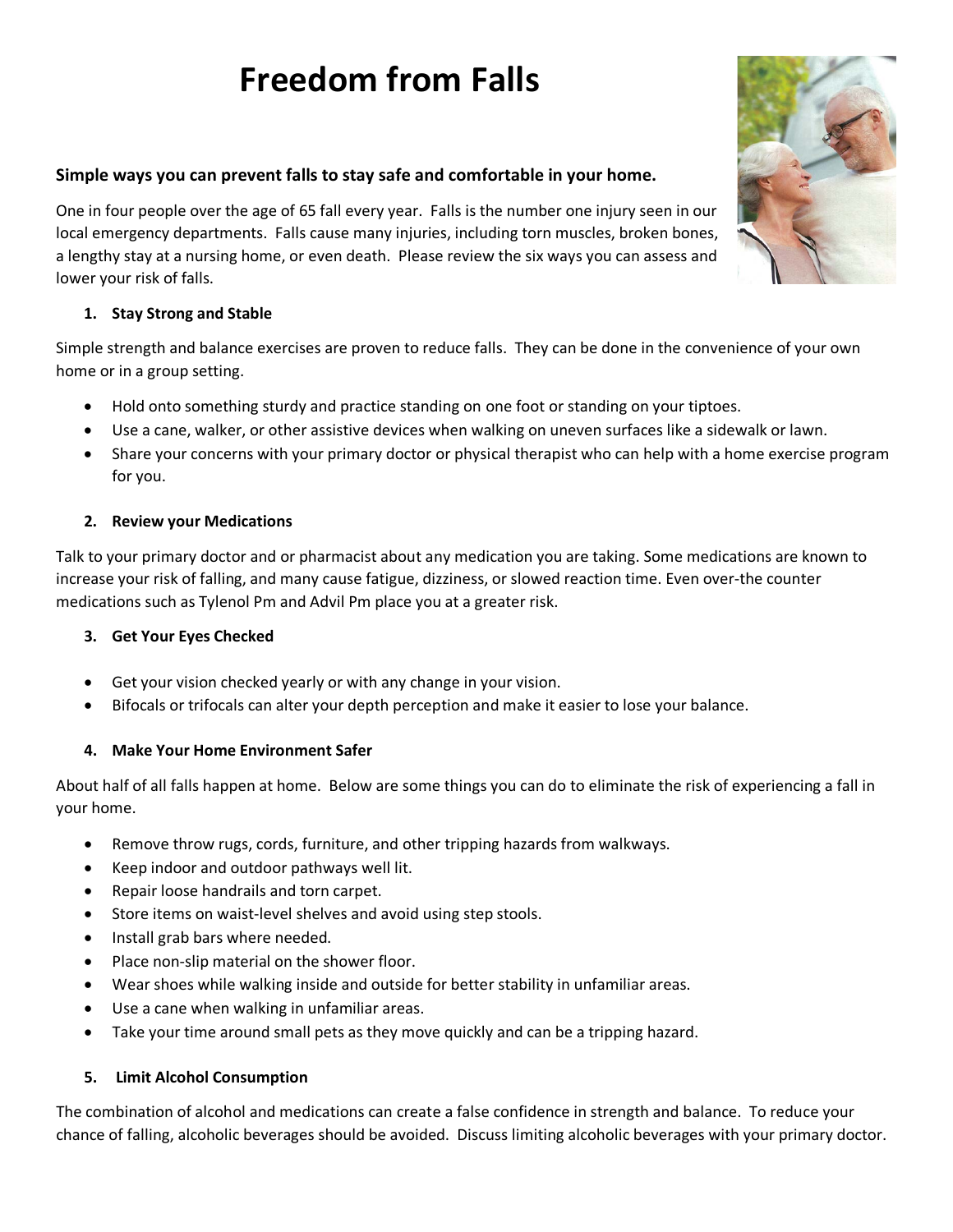# Freedom from Falls

### Simple ways you can prevent falls to stay safe and comfortable in your home.

One in four people over the age of 65 fall every year. Falls is the number one injury seen in our local emergency departments. Falls cause many injuries, including torn muscles, broken bones, a lengthy stay at a nursing home, or even death. Please review the six ways you can assess and lower your risk of falls.

1. **Stay Strong and Stable**

Simple strength and balance exercises are proven to reduce falls. They can be done in the convenience of your own home or in a group setting.

- Hold onto something sturdy and practice standing on one foot or standing on your tiptoes.
- Use a cane, walker, or other assistive devices when walking on uneven surfaces like a sidewalk or lawn.
- Share your concerns with your primary doctor or physical therapist who can help with a home exercise program for you.

2. **Review your Medications**

Talk to your primary doctor and or pharmacist about any medication you are taking. Some medications are known to increase your risk of falling, and many cause fatigue, dizziness, or slowed reaction time. Even over-the counter medications such as Tylenol Pm and Advil Pm place you at a greater risk.

3. **Get Your Eyes Checked**

- Get your vision checked yearly or with any change in your vision.
- Bifocals or trifocals can alter your depth perception and make it easier to lose your balance.

4. **Make Your Home Environment Safer**

About half of all falls happen at home. Below are some things you can do to eliminate the risk of experiencing a fall in your home.

- Remove throw rugs, cords, furniture, and other tripping hazards from walkways.
- Keep indoor and outdoor pathways well lit.
- Repair loose handrails and torn carpet.
- Store items on waist-level shelves and avoid using step stools.
- Install grab bars where needed.
- Place non-slip material on the shower floor.
- Wear shoes while walking inside and outside for better stability in unfamiliar areas.
- Use a cane when walking in unfamiliar areas.
- Take your time around small pets as they move quickly and can be a tripping hazard.

5. **Limit Alcohol Consumption**

The combination of alcohol and medications can create a false confidence in strength and balance. To reduce your chance of falling, alcoholic beverages should be avoided. Discuss limiting alcoholic beverages with your primary doctor.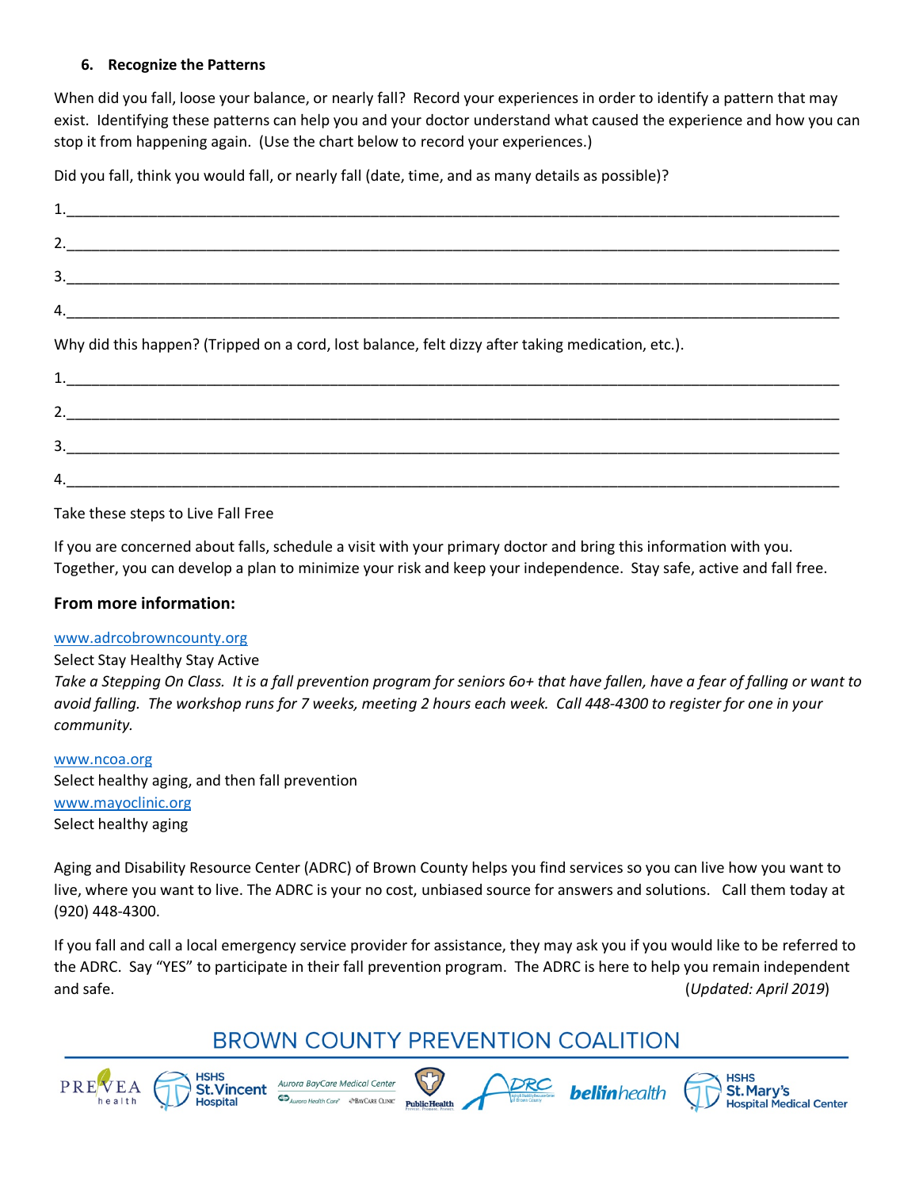### 6. Recognize the Patterns

When did you fall, loose your balance, or nearly fall? Record your experiences in order to identify a pattern that may exist. Identifying these patterns can help you and your doctor understand what caused the experience and how you can stop it from happening again. (Use the chart below to record your experiences.)

Did you fall, think you would fall, or nearly fall (date, time, and as many details as possible)?

1.\_\_\_\_\_\_\_\_\_\_\_\_\_\_\_\_\_\_\_\_\_\_\_\_\_\_\_\_\_\_\_\_\_\_\_\_\_\_\_\_\_\_\_\_\_\_\_\_\_\_\_\_\_\_\_\_\_\_\_\_\_\_\_\_\_\_\_\_\_\_\_\_\_\_\_\_\_\_

2.\_\_\_\_\_\_\_\_\_\_\_\_\_\_\_\_\_\_\_\_\_\_\_\_\_\_\_\_\_\_\_\_\_\_\_\_\_\_\_\_\_\_\_\_\_\_\_\_\_\_\_\_\_\_\_\_\_\_\_\_\_\_\_\_\_\_\_\_\_\_\_\_\_\_\_\_\_\_

3.\_\_\_\_\_\_\_\_\_\_\_\_\_\_\_\_\_\_\_\_\_\_\_\_\_\_\_\_\_\_\_\_\_\_\_\_\_\_\_\_\_\_\_\_\_\_\_\_\_\_\_\_\_\_\_\_\_\_\_\_\_\_\_\_\_\_\_\_\_\_\_\_\_\_\_\_\_\_

4.\_\_\_\_\_\_\_\_\_\_\_\_\_\_\_\_\_\_\_\_\_\_\_\_\_\_\_\_\_\_\_\_\_\_\_\_\_\_\_\_\_\_\_\_\_\_\_\_\_\_\_\_\_\_\_\_\_\_\_\_\_\_\_\_\_\_\_\_\_\_\_\_\_\_\_\_\_\_

Why did this happen? (Tripped on a cord, lost balance, felt dizzy after taking medication, etc.).

1.\_\_\_\_\_\_\_\_\_\_\_\_\_\_\_\_\_\_\_\_\_\_\_\_\_\_\_\_\_\_\_\_\_\_\_\_\_\_\_\_\_\_\_\_\_\_\_\_\_\_\_\_\_\_\_\_\_\_\_\_\_\_\_\_\_\_\_\_\_\_\_\_\_\_\_\_\_\_

2.\_\_\_\_\_\_\_\_\_\_\_\_\_\_\_\_\_\_\_\_\_\_\_\_\_\_\_\_\_\_\_\_\_\_\_\_\_\_\_\_\_\_\_\_\_\_\_\_\_\_\_\_\_\_\_\_\_\_\_\_\_\_\_\_\_\_\_\_\_\_\_\_\_\_\_\_\_\_

3.\_\_\_\_\_\_\_\_\_\_\_\_\_\_\_\_\_\_\_\_\_\_\_\_\_\_\_\_\_\_\_\_\_\_\_\_\_\_\_\_\_\_\_\_\_\_\_\_\_\_\_\_\_\_\_\_\_\_\_\_\_\_\_\_\_\_\_\_\_\_\_\_\_\_\_\_\_\_

4.\_\_\_\_\_\_\_\_\_\_\_\_\_\_\_\_\_\_\_\_\_\_\_\_\_\_\_\_\_\_\_\_\_\_\_\_\_\_\_\_\_\_\_\_\_\_\_\_\_\_\_\_\_\_\_\_\_\_\_\_\_\_\_\_\_\_\_\_\_\_\_\_\_\_\_\_\_\_

Take these steps to Live Fall Free

If you are concerned about falls, schedule a visit with your primary doctor and bring this information with you. Together, you can develop a plan to minimize your risk and keep your independence. Stay safe, active and fall free.

**From more information:**

www.adrcobrowncounty.org
Select Stay Healthy Stay Active
*Take a Stepping On Class. It is a fall prevention program for seniors 60+ that have fallen, have a fear of falling or want to avoid falling. The workshop runs for 7 weeks, meeting 2 hours each week. Call 448-4300 to register for one in your community.*

www.ncoa.org
Select healthy aging, and then fall prevention
www.mayoclinic.org
Select healthy aging

Aging and Disability Resource Center (ADRC) of Brown County helps you find services so you can live how you want to live, where you want to live. The ADRC is your no cost, unbiased source for answers and solutions. Call them today at (920) 448-4300.

If you fall and call a local emergency service provider for assistance, they may ask you if you would like to be referred to the ADRC. Say "YES" to participate in their fall prevention program. The ADRC is here to help you remain independent and safe. (*Updated: April 2019*)

BROWN COUNTY PREVENTION COALITION

Prevea health | HSHS St. Vincent Hospital | Aurora BayCare Medical Center | Public Health | ADRC | bellinhealth | HSHS St. Mary's Hospital Medical Center